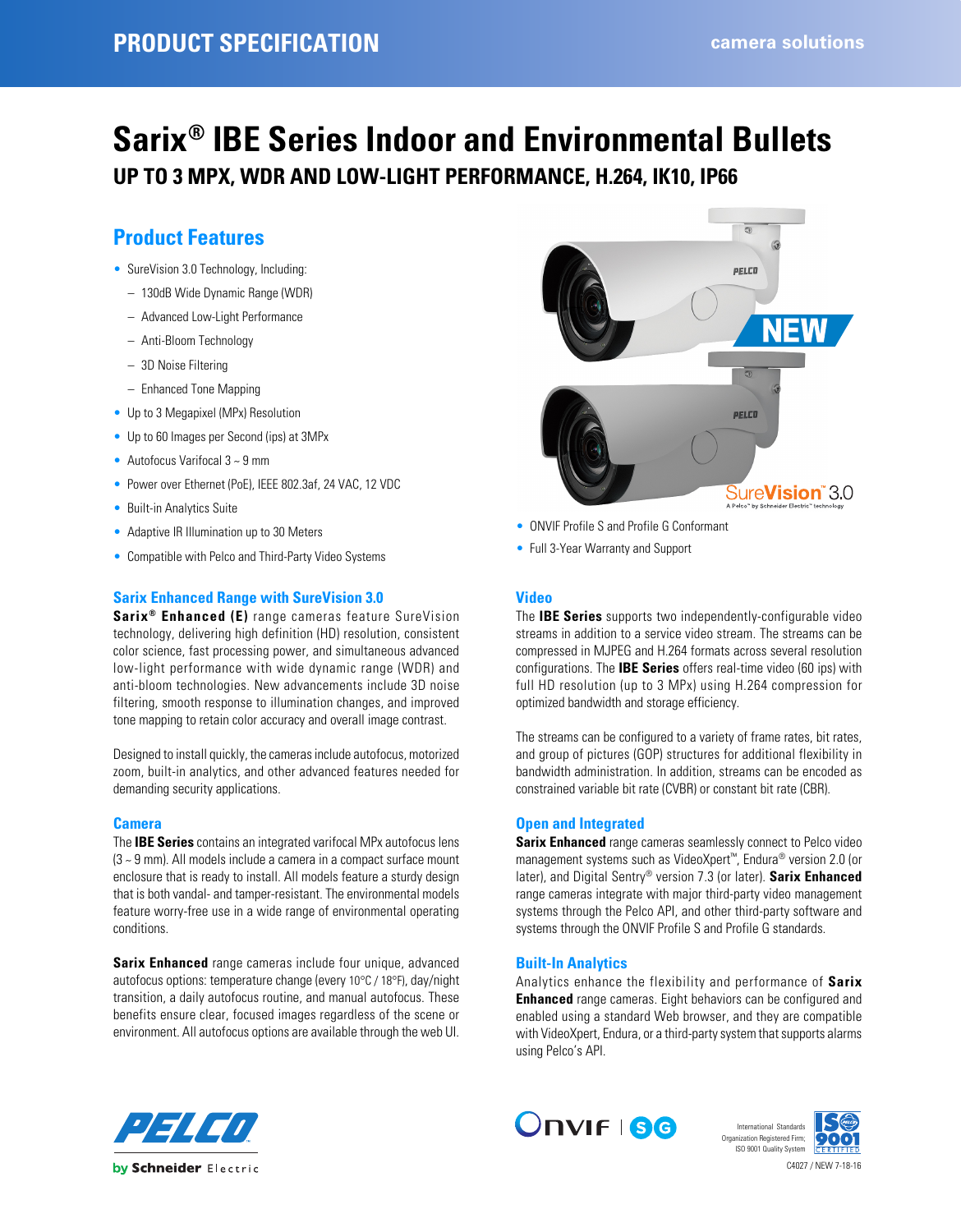# Sarix® IBE Series Indoor and Environmental Bullets

## UP TO 3 MPX, WDR AND LOW-LIGHT PERFORMANCE, H.264, IK10, IP66

## Product Features

- SureVision 3.0 Technology, Including:
  - 130dB Wide Dynamic Range (WDR)
  - Advanced Low-Light Performance
  - Anti-Bloom Technology
  - 3D Noise Filtering
  - Enhanced Tone Mapping
- Up to 3 Megapixel (MPx) Resolution
- Up to 60 Images per Second (ips) at 3MPx
- Autofocus Varifocal 3 ~ 9 mm
- Power over Ethernet (PoE), IEEE 802.3af, 24 VAC, 12 VDC
- Built-in Analytics Suite
- Adaptive IR Illumination up to 30 Meters
- Compatible with Pelco and Third-Party Video Systems
- ONVIF Profile S and Profile G Conformant
- Full 3-Year Warranty and Support

### Sarix Enhanced Range with SureVision 3.0

**Sarix® Enhanced (E)** range cameras feature SureVision technology, delivering high definition (HD) resolution, consistent color science, fast processing power, and simultaneous advanced low-light performance with wide dynamic range (WDR) and anti-bloom technologies. New advancements include 3D noise filtering, smooth response to illumination changes, and improved tone mapping to retain color accuracy and overall image contrast.

Designed to install quickly, the cameras include autofocus, motorized zoom, built-in analytics, and other advanced features needed for demanding security applications.

### Camera

The **IBE Series** contains an integrated varifocal MPx autofocus lens (3 ~ 9 mm). All models include a camera in a compact surface mount enclosure that is ready to install. All models feature a sturdy design that is both vandal- and tamper-resistant. The environmental models feature worry-free use in a wide range of environmental operating conditions.

**Sarix Enhanced** range cameras include four unique, advanced autofocus options: temperature change (every 10°C / 18°F), day/night transition, a daily autofocus routine, and manual autofocus. These benefits ensure clear, focused images regardless of the scene or environment. All autofocus options are available through the web UI.

### Video

The **IBE Series** supports two independently-configurable video streams in addition to a service video stream. The streams can be compressed in MJPEG and H.264 formats across several resolution configurations. The **IBE Series** offers real-time video (60 ips) with full HD resolution (up to 3 MPx) using H.264 compression for optimized bandwidth and storage efficiency.

The streams can be configured to a variety of frame rates, bit rates, and group of pictures (GOP) structures for additional flexibility in bandwidth administration. In addition, streams can be encoded as constrained variable bit rate (CVBR) or constant bit rate (CBR).

### Open and Integrated

**Sarix Enhanced** range cameras seamlessly connect to Pelco video management systems such as VideoXpert™, Endura® version 2.0 (or later), and Digital Sentry® version 7.3 (or later). **Sarix Enhanced** range cameras integrate with major third-party video management systems through the Pelco API, and other third-party software and systems through the ONVIF Profile S and Profile G standards.

### Built-In Analytics

Analytics enhance the flexibility and performance of **Sarix Enhanced** range cameras. Eight behaviors can be configured and enabled using a standard Web browser, and they are compatible with VideoXpert, Endura, or a third-party system that supports alarms using Pelco's API.

International Standards Organization Registered Firm; ISO 9001 Quality System

C4027 / NEW 7-18-16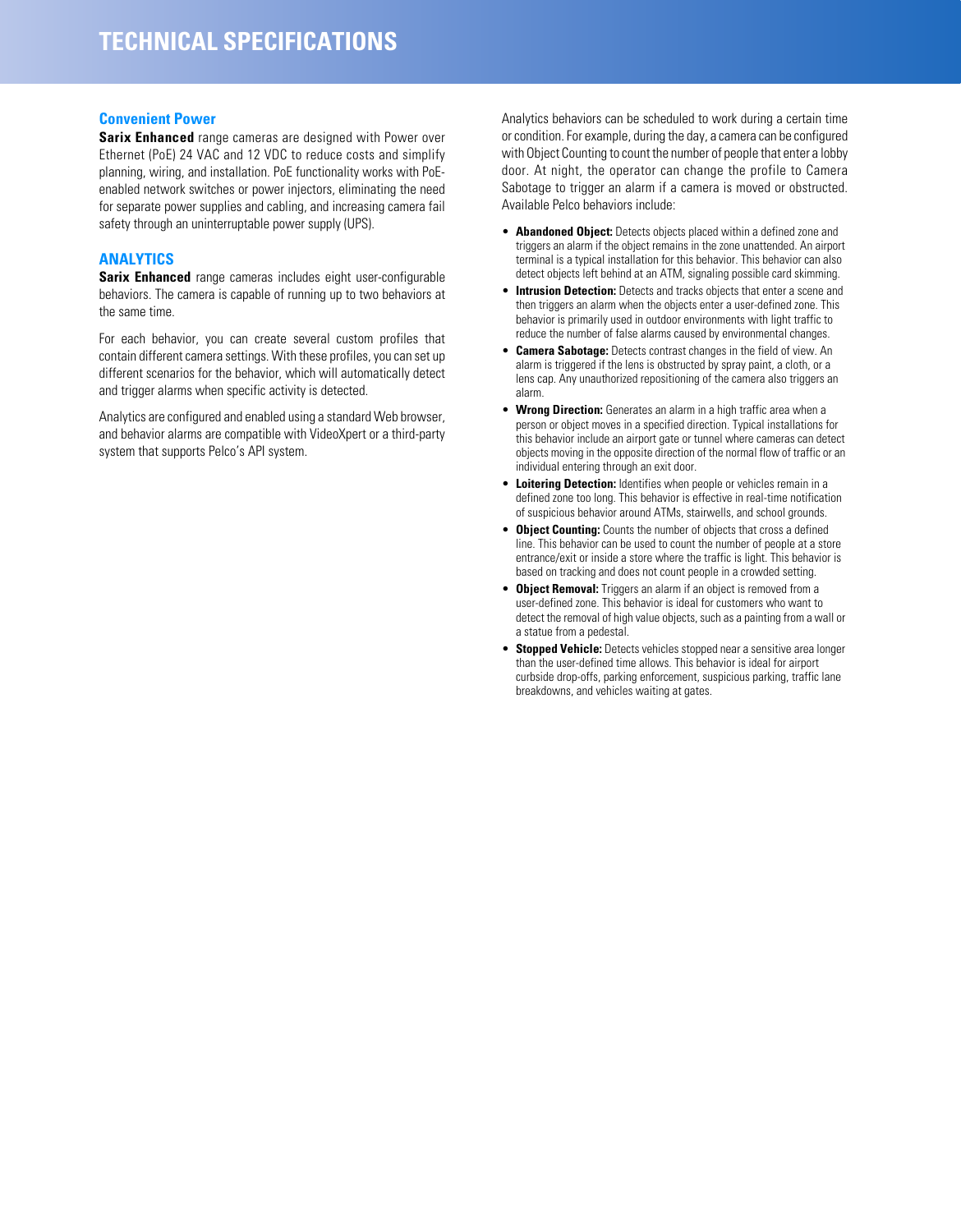# TECHNICAL SPECIFICATIONS

## Convenient Power

**Sarix Enhanced** range cameras are designed with Power over Ethernet (PoE) 24 VAC and 12 VDC to reduce costs and simplify planning, wiring, and installation. PoE functionality works with PoE-enabled network switches or power injectors, eliminating the need for separate power supplies and cabling, and increasing camera fail safety through an uninterruptable power supply (UPS).

## ANALYTICS

**Sarix Enhanced** range cameras includes eight user-configurable behaviors. The camera is capable of running up to two behaviors at the same time.

For each behavior, you can create several custom profiles that contain different camera settings. With these profiles, you can set up different scenarios for the behavior, which will automatically detect and trigger alarms when specific activity is detected.

Analytics are configured and enabled using a standard Web browser, and behavior alarms are compatible with VideoXpert or a third-party system that supports Pelco's API system.

Analytics behaviors can be scheduled to work during a certain time or condition. For example, during the day, a camera can be configured with Object Counting to count the number of people that enter a lobby door. At night, the operator can change the profile to Camera Sabotage to trigger an alarm if a camera is moved or obstructed. Available Pelco behaviors include:

- **Abandoned Object:** Detects objects placed within a defined zone and triggers an alarm if the object remains in the zone unattended. An airport terminal is a typical installation for this behavior. This behavior can also detect objects left behind at an ATM, signaling possible card skimming.
- **Intrusion Detection:** Detects and tracks objects that enter a scene and then triggers an alarm when the objects enter a user-defined zone. This behavior is primarily used in outdoor environments with light traffic to reduce the number of false alarms caused by environmental changes.
- **Camera Sabotage:** Detects contrast changes in the field of view. An alarm is triggered if the lens is obstructed by spray paint, a cloth, or a lens cap. Any unauthorized repositioning of the camera also triggers an alarm.
- **Wrong Direction:** Generates an alarm in a high traffic area when a person or object moves in a specified direction. Typical installations for this behavior include an airport gate or tunnel where cameras can detect objects moving in the opposite direction of the normal flow of traffic or an individual entering through an exit door.
- **Loitering Detection:** Identifies when people or vehicles remain in a defined zone too long. This behavior is effective in real-time notification of suspicious behavior around ATMs, stairwells, and school grounds.
- **Object Counting:** Counts the number of objects that cross a defined line. This behavior can be used to count the number of people at a store entrance/exit or inside a store where the traffic is light. This behavior is based on tracking and does not count people in a crowded setting.
- **Object Removal:** Triggers an alarm if an object is removed from a user-defined zone. This behavior is ideal for customers who want to detect the removal of high value objects, such as a painting from a wall or a statue from a pedestal.
- **Stopped Vehicle:** Detects vehicles stopped near a sensitive area longer than the user-defined time allows. This behavior is ideal for airport curbside drop-offs, parking enforcement, suspicious parking, traffic lane breakdowns, and vehicles waiting at gates.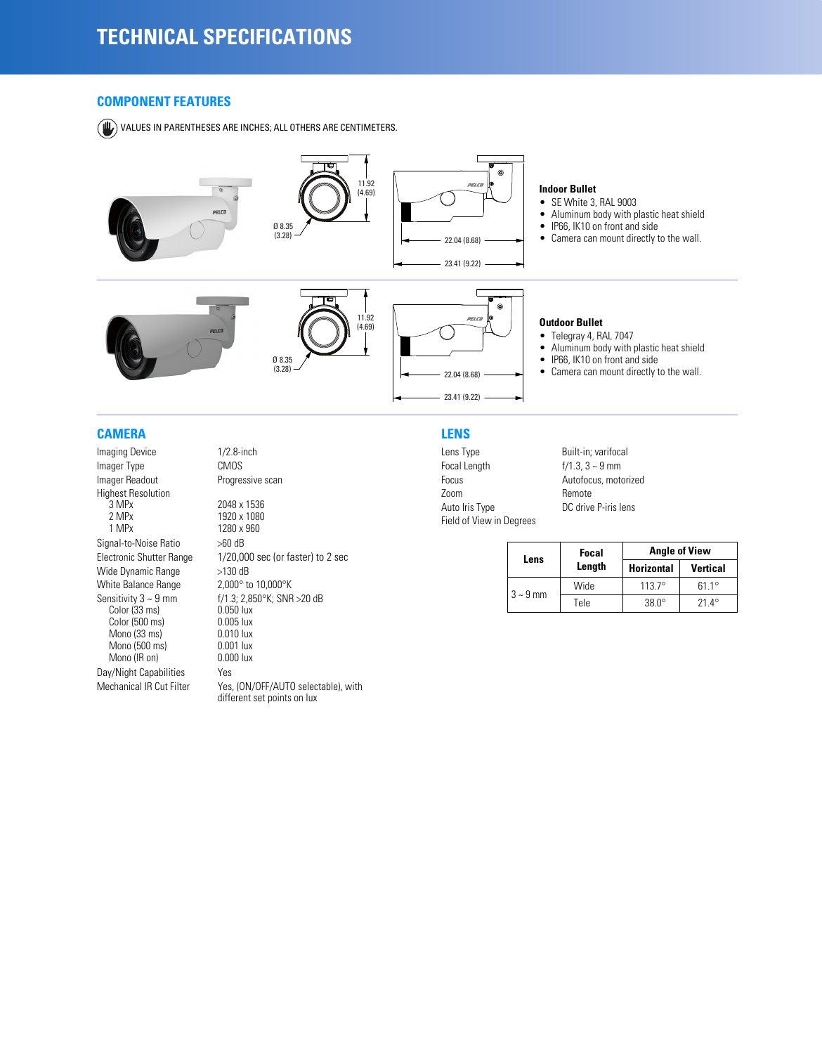# TECHNICAL SPECIFICATIONS

## COMPONENT FEATURES

VALUES IN PARENTHESES ARE INCHES; ALL OTHERS ARE CENTIMETERS.

Ø 8.35 (3.28)

11.92 (4.69)

22.04 (8.68)

23.41 (9.22)

**Indoor Bullet**

- SE White 3, RAL 9003
- Aluminum body with plastic heat shield
- IP66, IK10 on front and side
- Camera can mount directly to the wall.

Ø 8.35 (3.28)

11.92 (4.69)

22.04 (8.68)

23.41 (9.22)

**Outdoor Bullet**

- Telegray 4, RAL 7047
- Aluminum body with plastic heat shield
- IP66, IK10 on front and side
- Camera can mount directly to the wall.

## CAMERA

| | |
|---|---|
| Imaging Device | 1/2.8-inch |
| Imager Type | CMOS |
| Imager Readout | Progressive scan |
| Highest Resolution | |
| 3 MPx | 2048 x 1536 |
| 2 MPx | 1920 x 1080 |
| 1 MPx | 1280 x 960 |
| Signal-to-Noise Ratio | >60 dB |
| Electronic Shutter Range | 1/20,000 sec (or faster) to 2 sec |
| Wide Dynamic Range | >130 dB |
| White Balance Range | 2,000° to 10,000°K |
| Sensitivity 3 ~ 9 mm | f/1.3; 2,850°K; SNR >20 dB |
| Color (33 ms) | 0.050 lux |
| Color (500 ms) | 0.005 lux |
| Mono (33 ms) | 0.010 lux |
| Mono (500 ms) | 0.001 lux |
| Mono (IR on) | 0.000 lux |
| Day/Night Capabilities | Yes |
| Mechanical IR Cut Filter | Yes, (ON/OFF/AUTO selectable), with different set points on lux |

## LENS

| | |
|---|---|
| Lens Type | Built-in; varifocal |
| Focal Length | f/1.3, 3 ~ 9 mm |
| Focus | Autofocus, motorized |
| Zoom | Remote |
| Auto Iris Type | DC drive P-iris lens |
| Field of View in Degrees | |

| Lens | Focal Length | Angle of View | |
|---|---|---|---|
| | | Horizontal | Vertical |
| 3 ~ 9 mm | Wide | 113.7° | 61.1° |
| | Tele | 38.0° | 21.4° |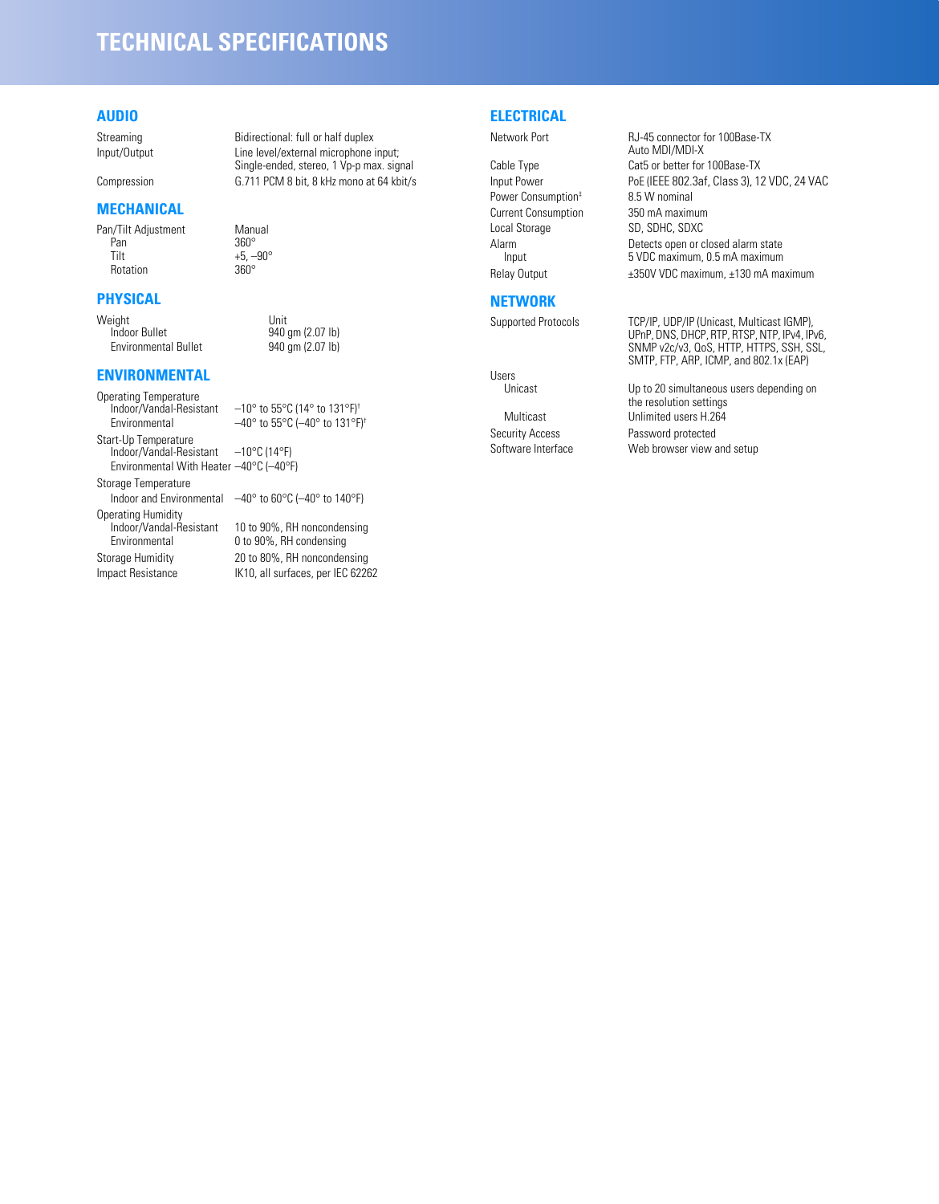# TECHNICAL SPECIFICATIONS

## AUDIO

| | |
|---|---|
| Streaming | Bidirectional: full or half duplex |
| Input/Output | Line level/external microphone input; Single-ended, stereo, 1 Vp-p max. signal |
| Compression | G.711 PCM 8 bit, 8 kHz mono at 64 kbit/s |

## MECHANICAL

| | |
|---|---|
| Pan/Tilt Adjustment | Manual |
| Pan | 360° |
| Tilt | +5, –90° |
| Rotation | 360° |

## PHYSICAL

| Weight | Unit |
|---|---|
| Indoor Bullet | 940 gm (2.07 lb) |
| Environmental Bullet | 940 gm (2.07 lb) |

## ENVIRONMENTAL

| | |
|---|---|
| **Operating Temperature** | |
| Indoor/Vandal-Resistant | –10° to 55°C (14° to 131°F)† |
| Environmental | –40° to 55°C (–40° to 131°F)† |
| **Start-Up Temperature** | |
| Indoor/Vandal-Resistant | –10°C (14°F) |
| Environmental With Heater | –40°C (–40°F) |
| **Storage Temperature** | |
| Indoor and Environmental | –40° to 60°C (–40° to 140°F) |
| **Operating Humidity** | |
| Indoor/Vandal-Resistant | 10 to 90%, RH noncondensing |
| Environmental | 0 to 90%, RH condensing |
| Storage Humidity | 20 to 80%, RH noncondensing |
| Impact Resistance | IK10, all surfaces, per IEC 62262 |

## ELECTRICAL

| | |
|---|---|
| Network Port | RJ-45 connector for 100Base-TX Auto MDI/MDI-X |
| Cable Type | Cat5 or better for 100Base-TX |
| Input Power | PoE (IEEE 802.3af, Class 3), 12 VDC, 24 VAC |
| Power Consumption‡ | 8.5 W nominal |
| Current Consumption | 350 mA maximum |
| Local Storage | SD, SDHC, SDXC |
| Alarm | Detects open or closed alarm state |
| Input | 5 VDC maximum, 0.5 mA maximum |
| Relay Output | ±350V VDC maximum, ±130 mA maximum |

## NETWORK

| | |
|---|---|
| Supported Protocols | TCP/IP, UDP/IP (Unicast, Multicast IGMP), UPnP, DNS, DHCP, RTP, RTSP, NTP, IPv4, IPv6, SNMP v2c/v3, QoS, HTTP, HTTPS, SSH, SSL, SMTP, FTP, ARP, ICMP, and 802.1x (EAP) |
| **Users** | |
| Unicast | Up to 20 simultaneous users depending on the resolution settings |
| Multicast | Unlimited users H.264 |
| Security Access | Password protected |
| Software Interface | Web browser view and setup |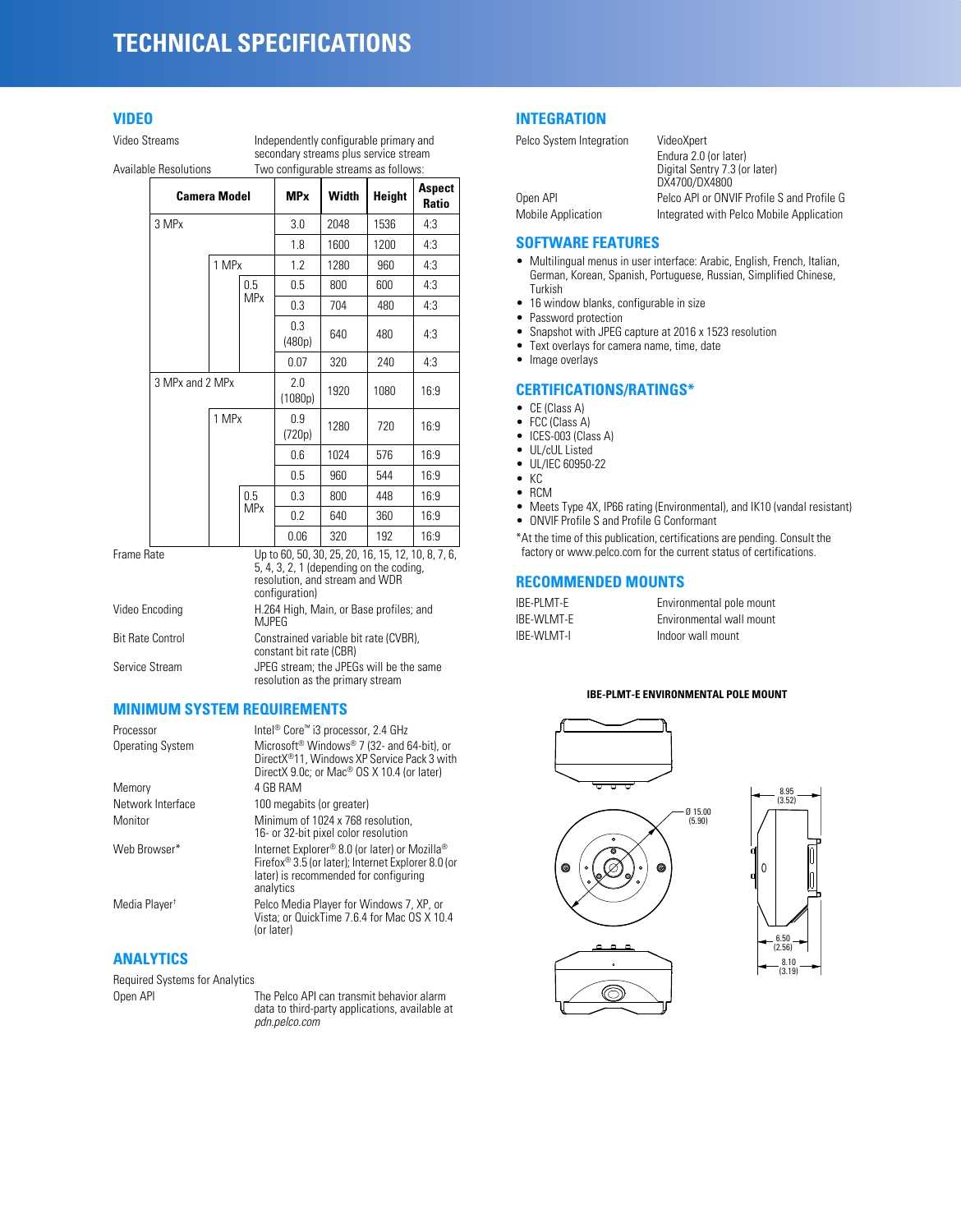# TECHNICAL SPECIFICATIONS

## VIDEO

Video Streams: Independently configurable primary and secondary streams plus service stream

Available Resolutions: Two configurable streams as follows:

| Camera Model | | | MPx | Width | Height | Aspect Ratio |
|---|---|---|---|---|---|---|
| 3 MPx | | | 3.0 | 2048 | 1536 | 4:3 |
| | | | 1.8 | 1600 | 1200 | 4:3 |
| | 1 MPx | | 1.2 | 1280 | 960 | 4:3 |
| | | 0.5 MPx | 0.5 | 800 | 600 | 4:3 |
| | | | 0.3 | 704 | 480 | 4:3 |
| | | | 0.3 (480p) | 640 | 480 | 4:3 |
| | | | 0.07 | 320 | 240 | 4:3 |
| 3 MPx and 2 MPx | | | 2.0 (1080p) | 1920 | 1080 | 16:9 |
| | 1 MPx | | 0.9 (720p) | 1280 | 720 | 16:9 |
| | | | 0.6 | 1024 | 576 | 16:9 |
| | | | 0.5 | 960 | 544 | 16:9 |
| | | 0.5 MPx | 0.3 | 800 | 448 | 16:9 |
| | | | 0.2 | 640 | 360 | 16:9 |
| | | | 0.06 | 320 | 192 | 16:9 |

Frame Rate: Up to 60, 50, 30, 25, 20, 16, 15, 12, 10, 8, 7, 6, 5, 4, 3, 2, 1 (depending on the coding, resolution, and stream and WDR configuration)

Video Encoding: H.264 High, Main, or Base profiles; and MJPEG

Bit Rate Control: Constrained variable bit rate (CVBR), constant bit rate (CBR)

Service Stream: JPEG stream; the JPEGs will be the same resolution as the primary stream

## MINIMUM SYSTEM REQUIREMENTS

Processor: Intel® Core™ i3 processor, 2.4 GHz

Operating System: Microsoft® Windows® 7 (32- and 64-bit), or DirectX®11, Windows XP Service Pack 3 with DirectX 9.0c; or Mac® OS X 10.4 (or later)

Memory: 4 GB RAM

Network Interface: 100 megabits (or greater)

Monitor: Minimum of 1024 x 768 resolution, 16- or 32-bit pixel color resolution

Web Browser*: Internet Explorer® 8.0 (or later) or Mozilla® Firefox® 3.5 (or later); Internet Explorer 8.0 (or later) is recommended for configuring analytics

Media Player†: Pelco Media Player for Windows 7, XP, or Vista; or QuickTime 7.6.4 for Mac OS X 10.4 (or later)

## ANALYTICS

Required Systems for Analytics

Open API: The Pelco API can transmit behavior alarm data to third-party applications, available at *pdn.pelco.com*

## INTEGRATION

Pelco System Integration: VideoXpert
Endura 2.0 (or later)
Digital Sentry 7.3 (or later)
DX4700/DX4800

Open API: Pelco API or ONVIF Profile S and Profile G

Mobile Application: Integrated with Pelco Mobile Application

## SOFTWARE FEATURES

- Multilingual menus in user interface: Arabic, English, French, Italian, German, Korean, Spanish, Portuguese, Russian, Simplified Chinese, Turkish
- 16 window blanks, configurable in size
- Password protection
- Snapshot with JPEG capture at 2016 x 1523 resolution
- Text overlays for camera name, time, date
- Image overlays

## CERTIFICATIONS/RATINGS*

- CE (Class A)
- FCC (Class A)
- ICES-003 (Class A)
- UL/cUL Listed
- UL/IEC 60950-22
- KC
- RCM
- Meets Type 4X, IP66 rating (Environmental), and IK10 (vandal resistant)
- ONVIF Profile S and Profile G Conformant

*At the time of this publication, certifications are pending. Consult the factory or www.pelco.com for the current status of certifications.

## RECOMMENDED MOUNTS

| | |
|---|---|
| IBE-PLMT-E | Environmental pole mount |
| IBE-WLMT-E | Environmental wall mount |
| IBE-WLMT-I | Indoor wall mount |

**IBE-PLMT-E ENVIRONMENTAL POLE MOUNT**

Ø 15.00 (5.90)

8.95 (3.52)

6.50 (2.56)

8.10 (3.19)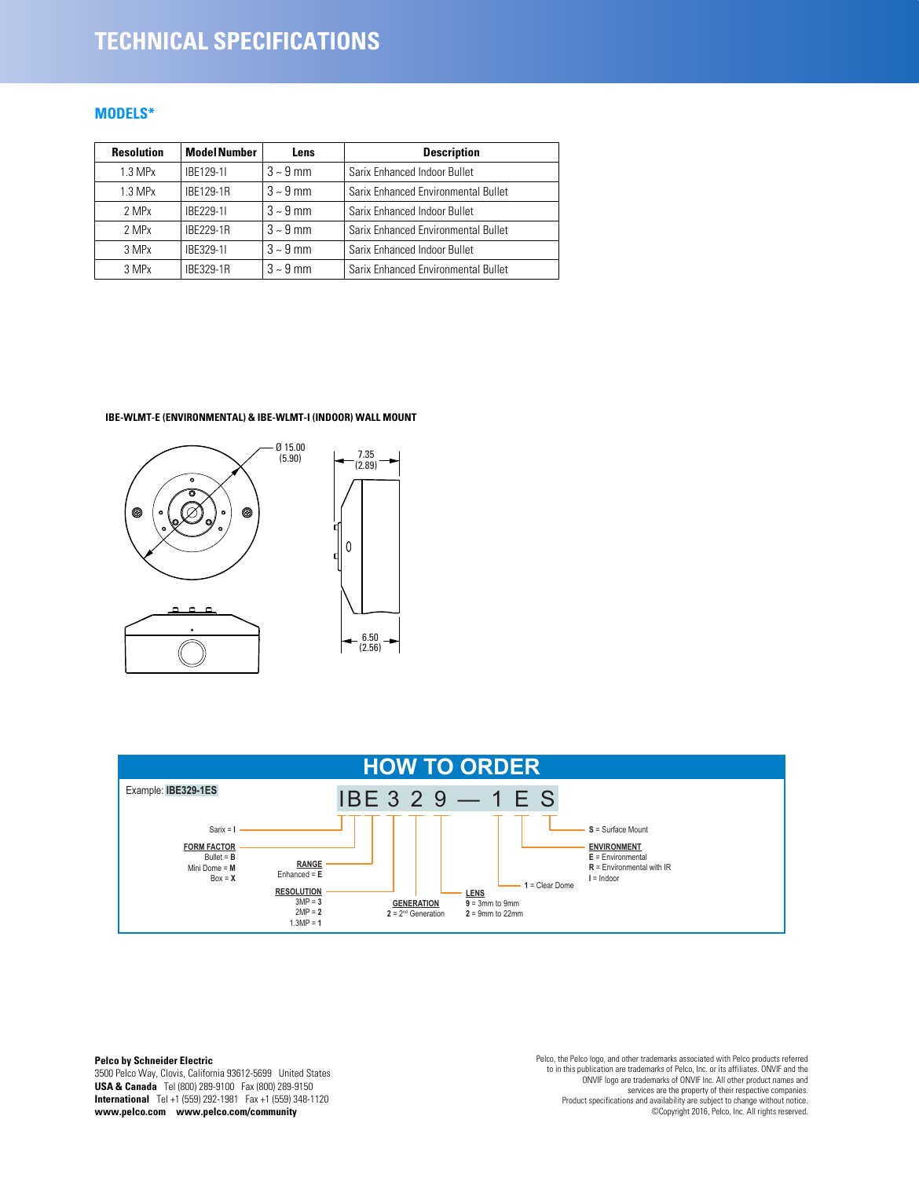# TECHNICAL SPECIFICATIONS

## MODELS*

| Resolution | Model Number | Lens | Description |
|---|---|---|---|
| 1.3 MPx | IBE129-1I | 3 ~ 9 mm | Sarix Enhanced Indoor Bullet |
| 1.3 MPx | IBE129-1R | 3 ~ 9 mm | Sarix Enhanced Environmental Bullet |
| 2 MPx | IBE229-1I | 3 ~ 9 mm | Sarix Enhanced Indoor Bullet |
| 2 MPx | IBE229-1R | 3 ~ 9 mm | Sarix Enhanced Environmental Bullet |
| 3 MPx | IBE329-1I | 3 ~ 9 mm | Sarix Enhanced Indoor Bullet |
| 3 MPx | IBE329-1R | 3 ~ 9 mm | Sarix Enhanced Environmental Bullet |

**IBE-WLMT-E (ENVIRONMENTAL) & IBE-WLMT-I (INDOOR) WALL MOUNT**

Ø 15.00
(5.90)

7.35
(2.89)

6.50
(2.56)

## HOW TO ORDER

Example: **IBE329-1ES**

IBE 3 2 9 — 1 E S

Sarix = **I**

**FORM FACTOR**
Bullet = **B**
Mini Dome = **M**
Box = **X**

**RANGE**
Enhanced = **E**

**RESOLUTION**
3MP = **3**
2MP = **2**
1.3MP = **1**

**GENERATION**
**2** = 2nd Generation

**LENS**
**9** = 3mm to 9mm
**2** = 9mm to 22mm

**1** = Clear Dome

**ENVIRONMENT**
**E** = Environmental
**R** = Environmental with IR
**I** = Indoor

**S** = Surface Mount

**Pelco by Schneider Electric**
3500 Pelco Way, Clovis, California 93612-5699 United States
**USA & Canada** Tel (800) 289-9100 Fax (800) 289-9150
**International** Tel +1 (559) 292-1981 Fax +1 (559) 348-1120
**www.pelco.com www.pelco.com/community**

Pelco, the Pelco logo, and other trademarks associated with Pelco products referred to in this publication are trademarks of Pelco, Inc. or its affiliates. ONVIF and the ONVIF logo are trademarks of ONVIF Inc. All other product names and services are the property of their respective companies.
Product specifications and availability are subject to change without notice.
©Copyright 2016, Pelco, Inc. All rights reserved.